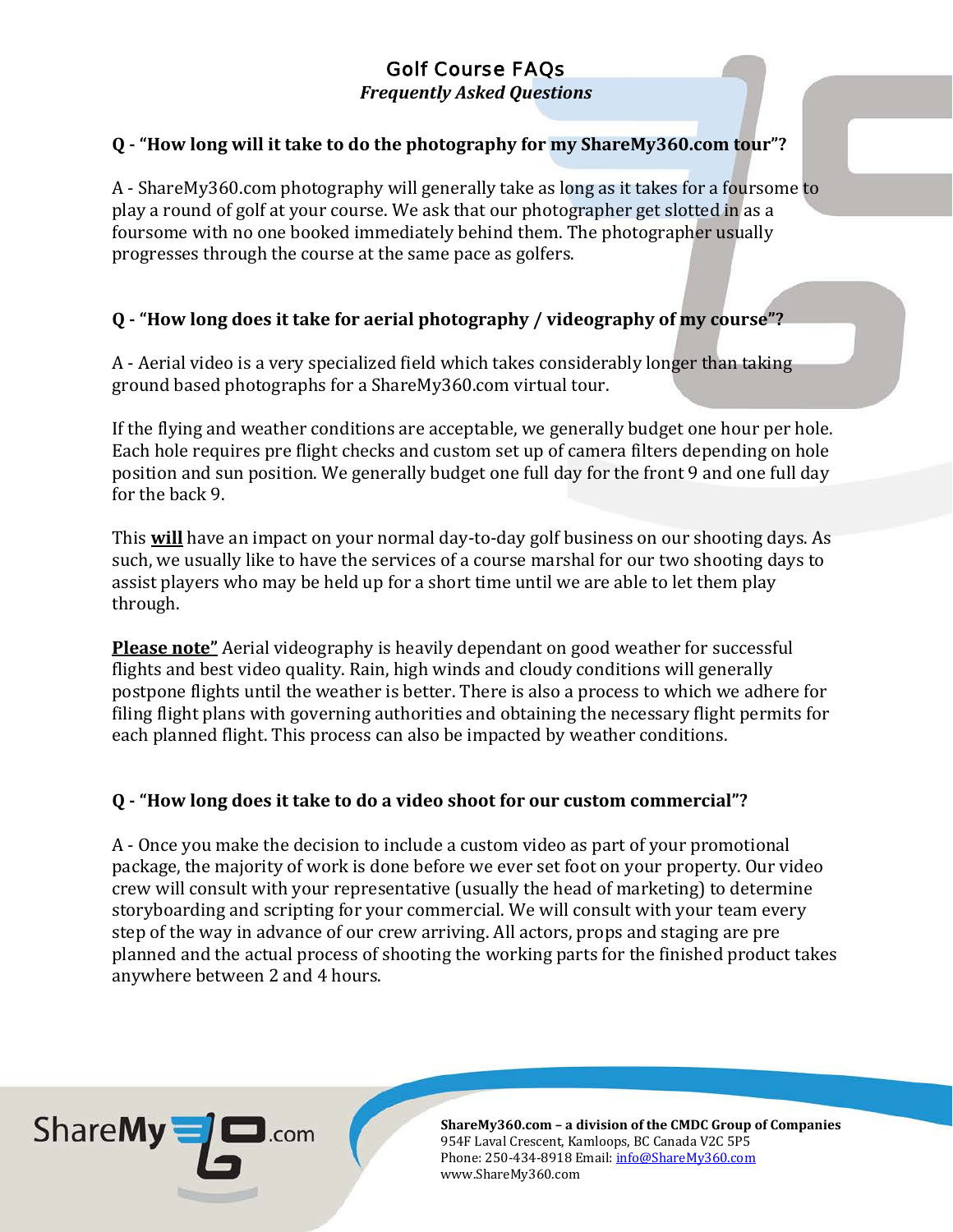# Golf Course FAQs

*Frequently Asked Questions*

**Q - "How long will it take to do the photography for my ShareMy360.com tour"?**

A - ShareMy360.com photography will generally take as long as it takes for a foursome to play a round of golf at your course. We ask that our photographer get slotted in as a foursome with no one booked immediately behind them. The photographer usually progresses through the course at the same pace as golfers.

**Q - "How long does it take for aerial photography / videography of my course"?**

A - Aerial video is a very specialized field which takes considerably longer than taking ground based photographs for a ShareMy360.com virtual tour.

If the flying and weather conditions are acceptable, we generally budget one hour per hole. Each hole requires pre flight checks and custom set up of camera filters depending on hole position and sun position. We generally budget one full day for the front 9 and one full day for the back 9.

This **<u>will</u>** have an impact on your normal day-to-day golf business on our shooting days. As such, we usually like to have the services of a course marshal for our two shooting days to assist players who may be held up for a short time until we are able to let them play through.

**<u>Please note"</u>** Aerial videography is heavily dependant on good weather for successful flights and best video quality. Rain, high winds and cloudy conditions will generally postpone flights until the weather is better. There is also a process to which we adhere for filing flight plans with governing authorities and obtaining the necessary flight permits for each planned flight. This process can also be impacted by weather conditions.

**Q - "How long does it take to do a video shoot for our custom commercial"?**

A - Once you make the decision to include a custom video as part of your promotional package, the majority of work is done before we ever set foot on your property. Our video crew will consult with your representative (usually the head of marketing) to determine storyboarding and scripting for your commercial. We will consult with your team every step of the way in advance of our crew arriving. All actors, props and staging are pre planned and the actual process of shooting the working parts for the finished product takes anywhere between 2 and 4 hours.

**ShareMy360.com – a division of the CMDC Group of Companies**
954F Laval Crescent, Kamloops, BC Canada V2C 5P5
Phone: 250-434-8918 Email: info@ShareMy360.com
www.ShareMy360.com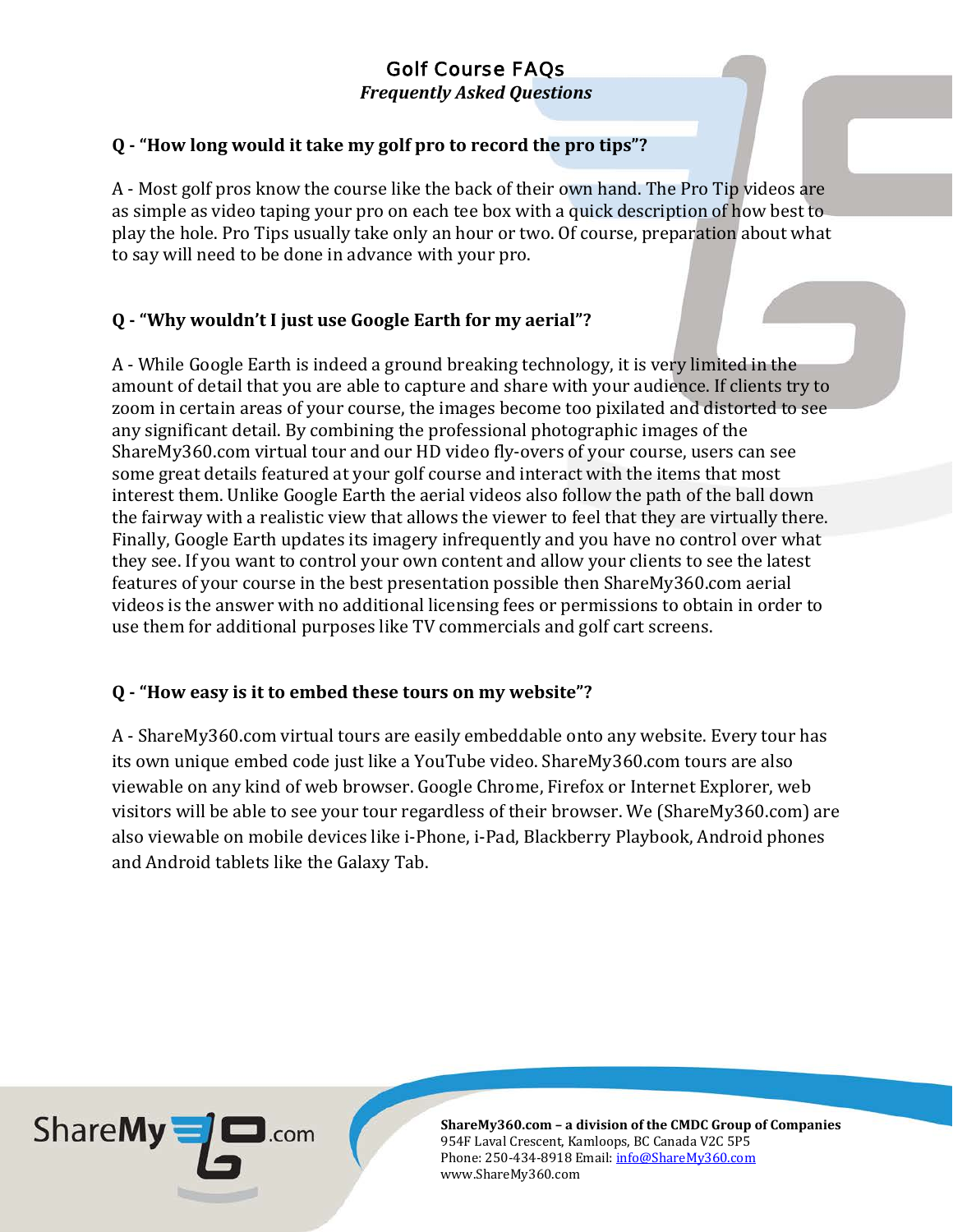# Golf Course FAQs

***Frequently Asked Questions***

**Q - "How long would it take my golf pro to record the pro tips"?**

A - Most golf pros know the course like the back of their own hand. The Pro Tip videos are as simple as video taping your pro on each tee box with a quick description of how best to play the hole. Pro Tips usually take only an hour or two. Of course, preparation about what to say will need to be done in advance with your pro.

**Q - "Why wouldn't I just use Google Earth for my aerial"?**

A - While Google Earth is indeed a ground breaking technology, it is very limited in the amount of detail that you are able to capture and share with your audience. If clients try to zoom in certain areas of your course, the images become too pixilated and distorted to see any significant detail. By combining the professional photographic images of the ShareMy360.com virtual tour and our HD video fly-overs of your course, users can see some great details featured at your golf course and interact with the items that most interest them. Unlike Google Earth the aerial videos also follow the path of the ball down the fairway with a realistic view that allows the viewer to feel that they are virtually there. Finally, Google Earth updates its imagery infrequently and you have no control over what they see. If you want to control your own content and allow your clients to see the latest features of your course in the best presentation possible then ShareMy360.com aerial videos is the answer with no additional licensing fees or permissions to obtain in order to use them for additional purposes like TV commercials and golf cart screens.

**Q - "How easy is it to embed these tours on my website"?**

A - ShareMy360.com virtual tours are easily embeddable onto any website. Every tour has its own unique embed code just like a YouTube video. ShareMy360.com tours are also viewable on any kind of web browser. Google Chrome, Firefox or Internet Explorer, web visitors will be able to see your tour regardless of their browser. We (ShareMy360.com) are also viewable on mobile devices like i-Phone, i-Pad, Blackberry Playbook, Android phones and Android tablets like the Galaxy Tab.

**ShareMy360.com – a division of the CMDC Group of Companies**
954F Laval Crescent, Kamloops, BC Canada V2C 5P5
Phone: 250-434-8918 Email: info@ShareMy360.com
www.ShareMy360.com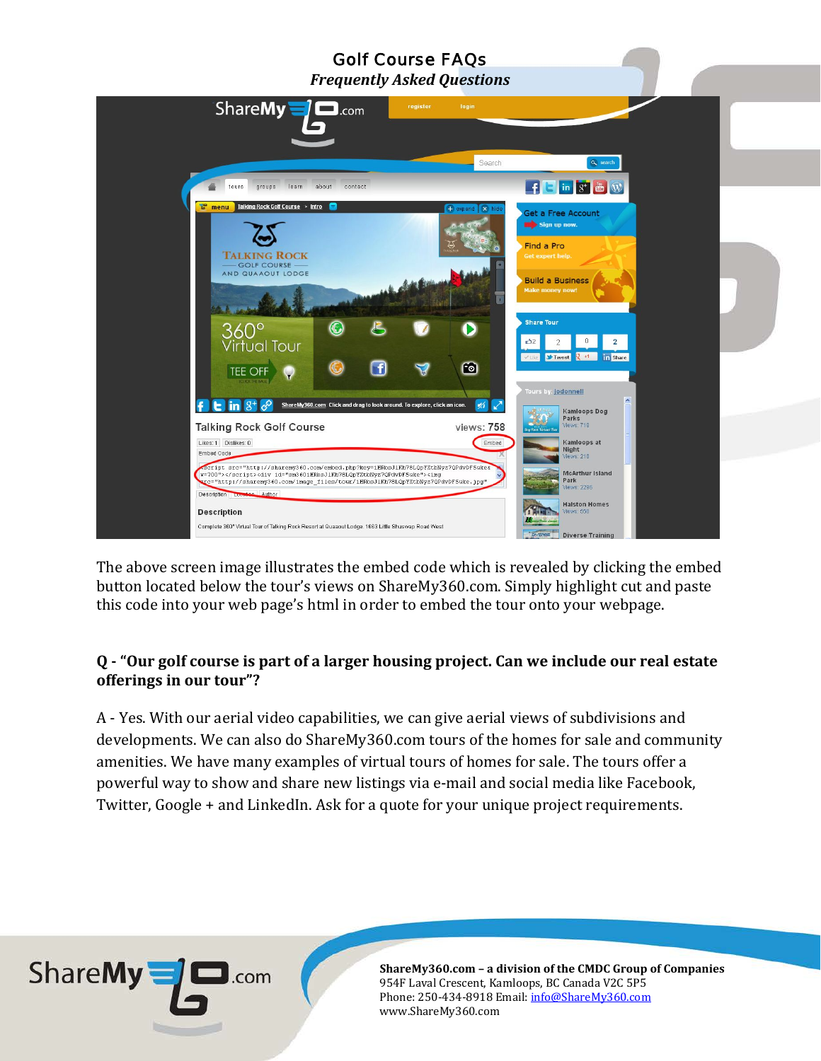# Golf Course FAQs

***Frequently Asked Questions***

The above screen image illustrates the embed code which is revealed by clicking the embed button located below the tour's views on ShareMy360.com. Simply highlight cut and paste this code into your web page's html in order to embed the tour onto your webpage.

**Q - "Our golf course is part of a larger housing project. Can we include our real estate offerings in our tour"?**

A - Yes. With our aerial video capabilities, we can give aerial views of subdivisions and developments. We can also do ShareMy360.com tours of the homes for sale and community amenities. We have many examples of virtual tours of homes for sale. The tours offer a powerful way to show and share new listings via e-mail and social media like Facebook, Twitter, Google + and LinkedIn. Ask for a quote for your unique project requirements.

**ShareMy360.com – a division of the CMDC Group of Companies**
954F Laval Crescent, Kamloops, BC Canada V2C 5P5
Phone: 250-434-8918 Email: info@ShareMy360.com
www.ShareMy360.com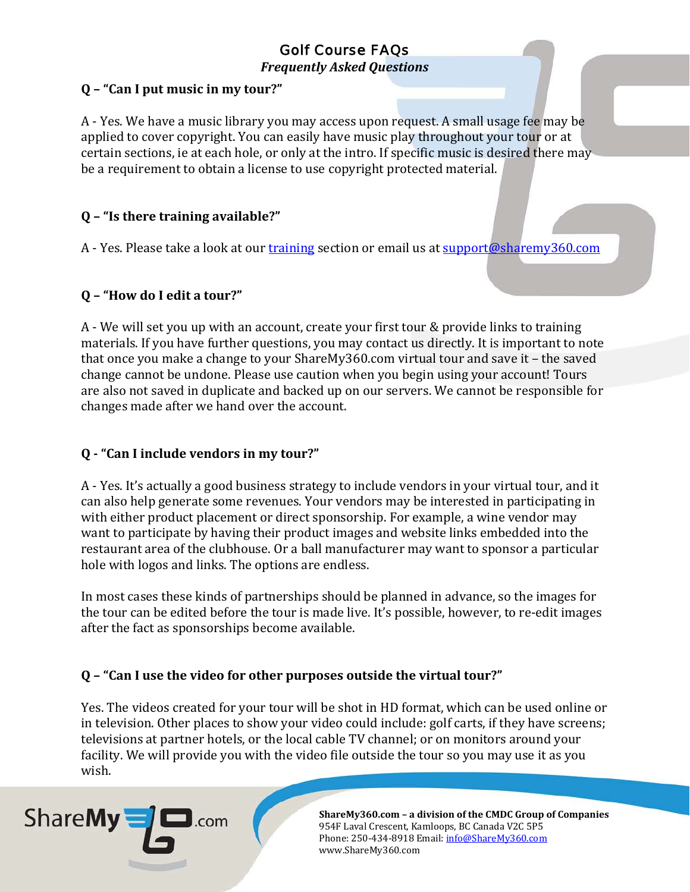# Golf Course FAQs

*Frequently Asked Questions*

**Q – "Can I put music in my tour?"**

A - Yes. We have a music library you may access upon request. A small usage fee may be applied to cover copyright. You can easily have music play throughout your tour or at certain sections, ie at each hole, or only at the intro. If specific music is desired there may be a requirement to obtain a license to use copyright protected material.

**Q – "Is there training available?"**

A - Yes. Please take a look at our training section or email us at support@sharemy360.com

**Q – "How do I edit a tour?"**

A - We will set you up with an account, create your first tour & provide links to training materials. If you have further questions, you may contact us directly. It is important to note that once you make a change to your ShareMy360.com virtual tour and save it – the saved change cannot be undone. Please use caution when you begin using your account! Tours are also not saved in duplicate and backed up on our servers. We cannot be responsible for changes made after we hand over the account.

**Q - "Can I include vendors in my tour?"**

A - Yes. It's actually a good business strategy to include vendors in your virtual tour, and it can also help generate some revenues. Your vendors may be interested in participating in with either product placement or direct sponsorship. For example, a wine vendor may want to participate by having their product images and website links embedded into the restaurant area of the clubhouse. Or a ball manufacturer may want to sponsor a particular hole with logos and links. The options are endless.

In most cases these kinds of partnerships should be planned in advance, so the images for the tour can be edited before the tour is made live. It's possible, however, to re-edit images after the fact as sponsorships become available.

**Q – "Can I use the video for other purposes outside the virtual tour?"**

Yes. The videos created for your tour will be shot in HD format, which can be used online or in television. Other places to show your video could include: golf carts, if they have screens; televisions at partner hotels, or the local cable TV channel; or on monitors around your facility. We will provide you with the video file outside the tour so you may use it as you wish.

**ShareMy360.com – a division of the CMDC Group of Companies**
954F Laval Crescent, Kamloops, BC Canada V2C 5P5
Phone: 250-434-8918 Email: info@ShareMy360.com
www.ShareMy360.com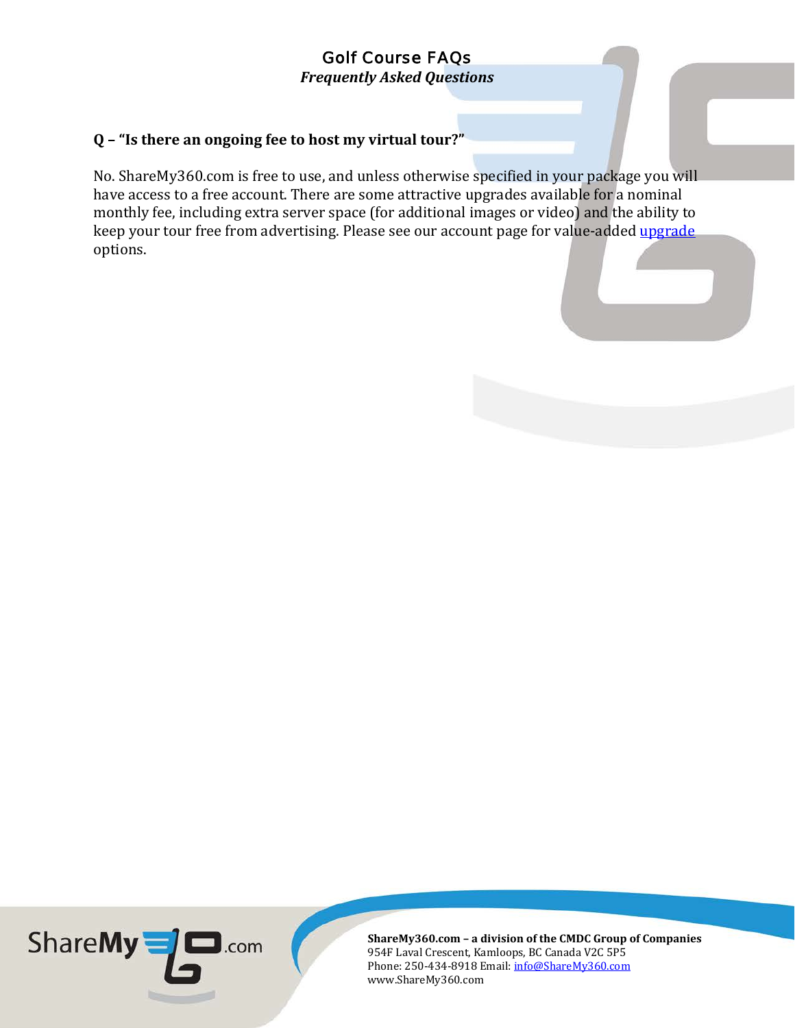Golf Course FAQs

*Frequently Asked Questions*

**Q – "Is there an ongoing fee to host my virtual tour?"**

No. ShareMy360.com is free to use, and unless otherwise specified in your package you will have access to a free account. There are some attractive upgrades available for a nominal monthly fee, including extra server space (for additional images or video) and the ability to keep your tour free from advertising. Please see our account page for value-added upgrade options.